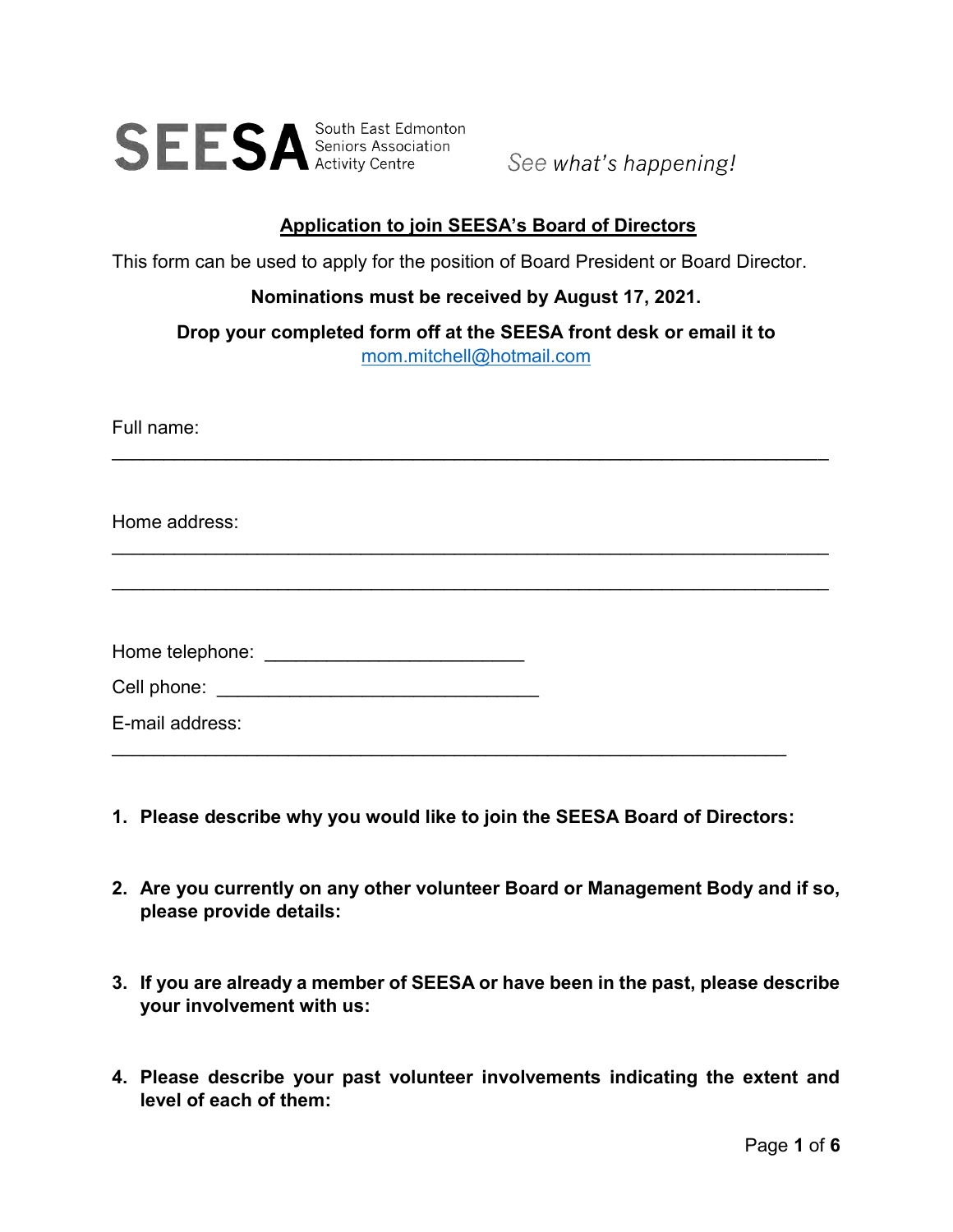**SEESA** South East Edmonton Seniors Association Activity Centre

*See what's happening!*

## Application to join SEESA's Board of Directors

This form can be used to apply for the position of Board President or Board Director.

**Nominations must be received by August 17, 2021.**

**Drop your completed form off at the SEESA front desk or email it to** mom.mitchell@hotmail.com

Full name:

_______________________________________________________________

Home address:

_______________________________________________________________

_______________________________________________________________

Home telephone: ________________________

Cell phone: ______________________________

E-mail address:

_______________________________________________________________

1. **Please describe why you would like to join the SEESA Board of Directors:**

2. **Are you currently on any other volunteer Board or Management Body and if so, please provide details:**

3. **If you are already a member of SEESA or have been in the past, please describe your involvement with us:**

4. **Please describe your past volunteer involvements indicating the extent and level of each of them:**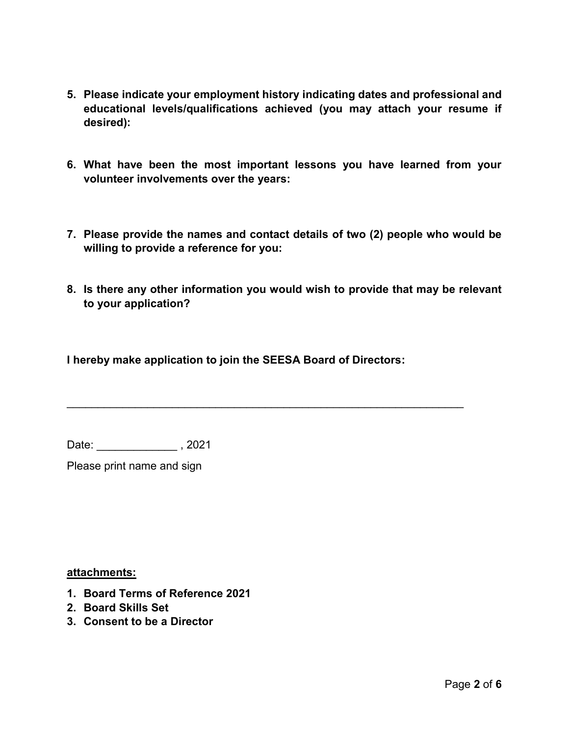5. **Please indicate your employment history indicating dates and professional and educational levels/qualifications achieved (you may attach your resume if desired):**

6. **What have been the most important lessons you have learned from your volunteer involvements over the years:**

7. **Please provide the names and contact details of two (2) people who would be willing to provide a reference for you:**

8. **Is there any other information you would wish to provide that may be relevant to your application?**

**I hereby make application to join the SEESA Board of Directors:**

_____________________________________________________________________

Date: _____________ , 2021

Please print name and sign

**attachments:**

1. **Board Terms of Reference 2021**
2. **Board Skills Set**
3. **Consent to be a Director**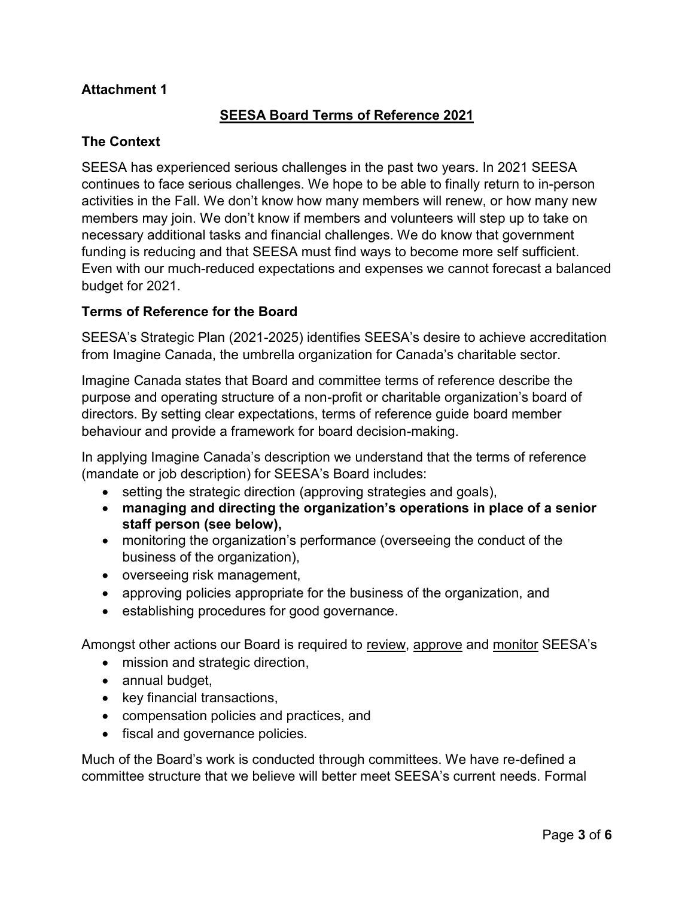**Attachment 1**

## SEESA Board Terms of Reference 2021

### The Context

SEESA has experienced serious challenges in the past two years. In 2021 SEESA continues to face serious challenges. We hope to be able to finally return to in-person activities in the Fall. We don't know how many members will renew, or how many new members may join. We don't know if members and volunteers will step up to take on necessary additional tasks and financial challenges. We do know that government funding is reducing and that SEESA must find ways to become more self sufficient. Even with our much-reduced expectations and expenses we cannot forecast a balanced budget for 2021.

### Terms of Reference for the Board

SEESA's Strategic Plan (2021-2025) identifies SEESA's desire to achieve accreditation from Imagine Canada, the umbrella organization for Canada's charitable sector.

Imagine Canada states that Board and committee terms of reference describe the purpose and operating structure of a non-profit or charitable organization's board of directors. By setting clear expectations, terms of reference guide board member behaviour and provide a framework for board decision-making.

In applying Imagine Canada's description we understand that the terms of reference (mandate or job description) for SEESA's Board includes:

- setting the strategic direction (approving strategies and goals),
- **managing and directing the organization's operations in place of a senior staff person (see below),**
- monitoring the organization's performance (overseeing the conduct of the business of the organization),
- overseeing risk management,
- approving policies appropriate for the business of the organization, and
- establishing procedures for good governance.

Amongst other actions our Board is required to <u>review</u>, <u>approve</u> and <u>monitor</u> SEESA's

- mission and strategic direction,
- annual budget,
- key financial transactions,
- compensation policies and practices, and
- fiscal and governance policies.

Much of the Board's work is conducted through committees. We have re-defined a committee structure that we believe will better meet SEESA's current needs. Formal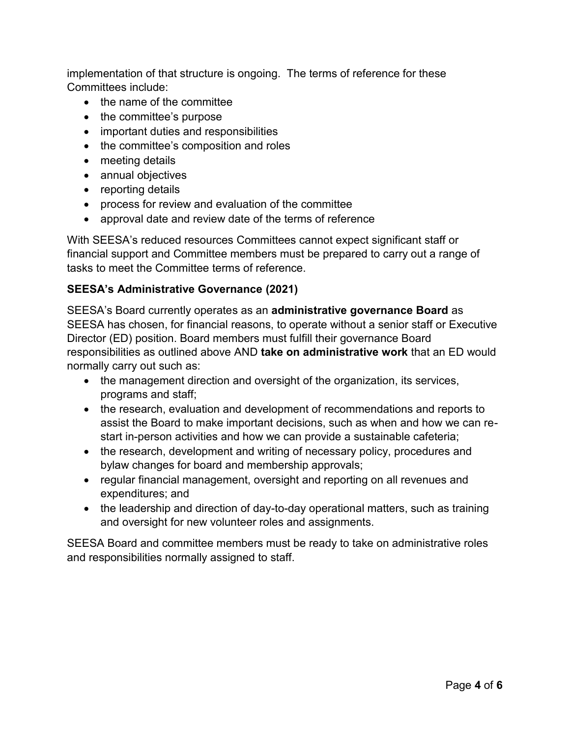implementation of that structure is ongoing.  The terms of reference for these Committees include:

- the name of the committee
- the committee's purpose
- important duties and responsibilities
- the committee's composition and roles
- meeting details
- annual objectives
- reporting details
- process for review and evaluation of the committee
- approval date and review date of the terms of reference

With SEESA's reduced resources Committees cannot expect significant staff or financial support and Committee members must be prepared to carry out a range of tasks to meet the Committee terms of reference.

**SEESA's Administrative Governance (2021)**

SEESA's Board currently operates as an **administrative governance Board** as SEESA has chosen, for financial reasons, to operate without a senior staff or Executive Director (ED) position. Board members must fulfill their governance Board responsibilities as outlined above AND **take on administrative work** that an ED would normally carry out such as:

- the management direction and oversight of the organization, its services, programs and staff;
- the research, evaluation and development of recommendations and reports to assist the Board to make important decisions, such as when and how we can re-start in-person activities and how we can provide a sustainable cafeteria;
- the research, development and writing of necessary policy, procedures and bylaw changes for board and membership approvals;
- regular financial management, oversight and reporting on all revenues and expenditures; and
- the leadership and direction of day-to-day operational matters, such as training and oversight for new volunteer roles and assignments.

SEESA Board and committee members must be ready to take on administrative roles and responsibilities normally assigned to staff.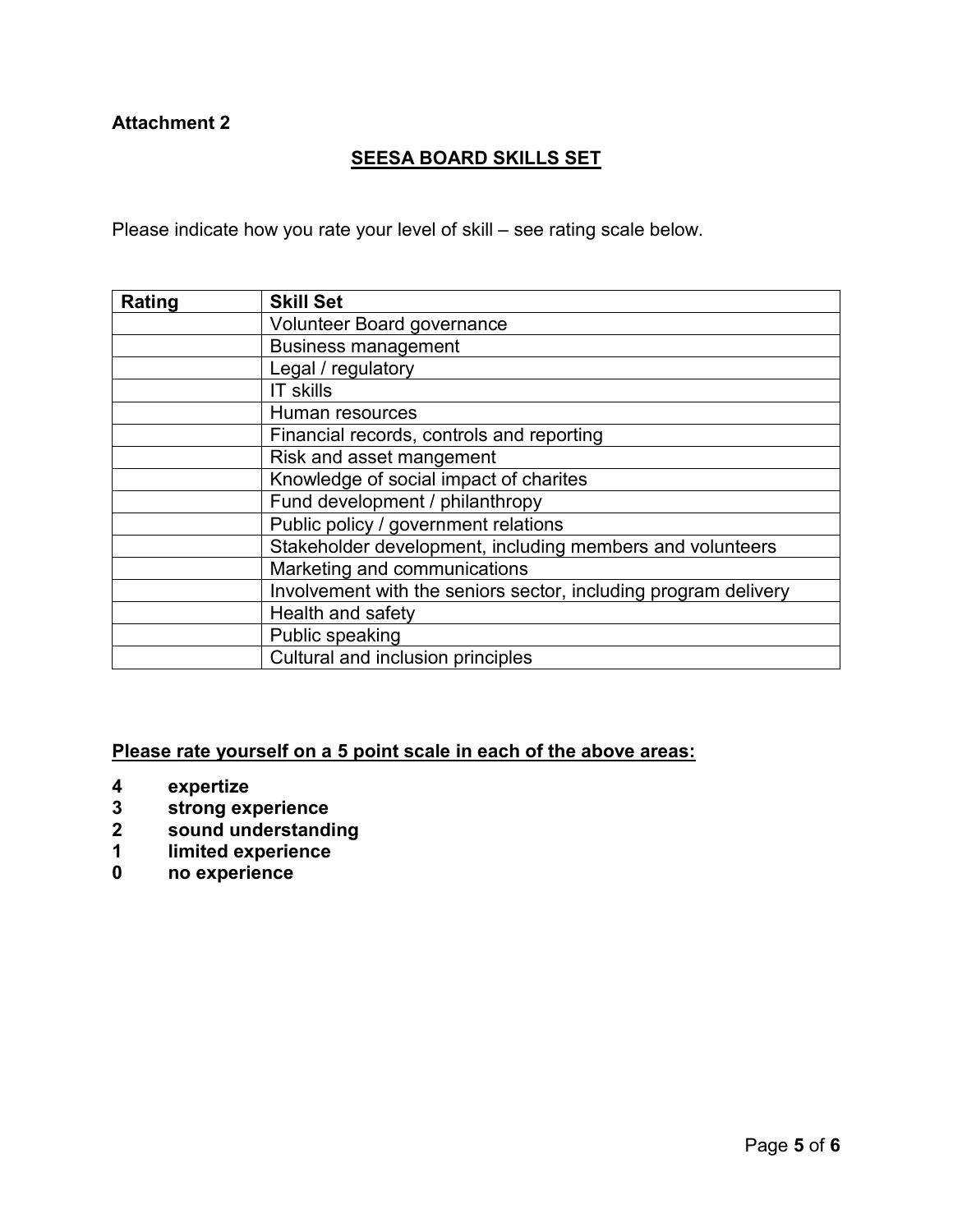**Attachment 2**

## SEESA BOARD SKILLS SET

Please indicate how you rate your level of skill – see rating scale below.

| Rating | Skill Set |
|---|---|
| | Volunteer Board governance |
| | Business management |
| | Legal / regulatory |
| | IT skills |
| | Human resources |
| | Financial records, controls and reporting |
| | Risk and asset mangement |
| | Knowledge of social impact of charites |
| | Fund development / philanthropy |
| | Public policy / government relations |
| | Stakeholder development, including members and volunteers |
| | Marketing and communications |
| | Involvement with the seniors sector, including program delivery |
| | Health and safety |
| | Public speaking |
| | Cultural and inclusion principles |

**Please rate yourself on a 5 point scale in each of the above areas:**

**4 expertize**
**3 strong experience**
**2 sound understanding**
**1 limited experience**
**0 no experience**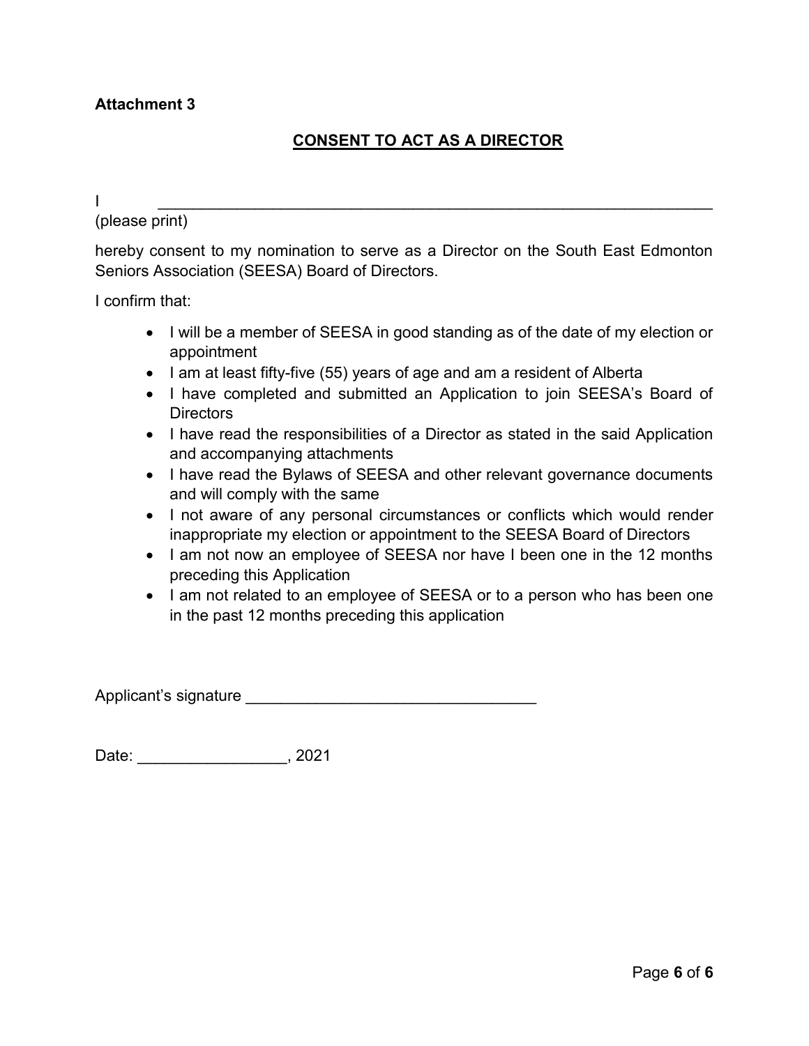**Attachment 3**

## <u>CONSENT TO ACT AS A DIRECTOR</u>

I \_\_\_\_\_\_\_\_\_\_\_\_\_\_\_\_\_\_\_\_\_\_\_\_\_\_\_\_\_\_\_\_\_\_\_\_\_\_\_\_\_\_\_\_\_\_\_\_\_\_\_\_\_\_\_\_\_\_\_\_\_\_\_\_\_\_
(please print)

hereby consent to my nomination to serve as a Director on the South East Edmonton Seniors Association (SEESA) Board of Directors.

I confirm that:

- I will be a member of SEESA in good standing as of the date of my election or appointment
- I am at least fifty-five (55) years of age and am a resident of Alberta
- I have completed and submitted an Application to join SEESA's Board of Directors
- I have read the responsibilities of a Director as stated in the said Application and accompanying attachments
- I have read the Bylaws of SEESA and other relevant governance documents and will comply with the same
- I not aware of any personal circumstances or conflicts which would render inappropriate my election or appointment to the SEESA Board of Directors
- I am not now an employee of SEESA nor have I been one in the 12 months preceding this Application
- I am not related to an employee of SEESA or to a person who has been one in the past 12 months preceding this application

Applicant's signature \_\_\_\_\_\_\_\_\_\_\_\_\_\_\_\_\_\_\_\_\_\_\_\_\_\_\_\_\_\_\_\_\_\_

Date: \_\_\_\_\_\_\_\_\_\_\_\_\_\_\_\_\_, 2021